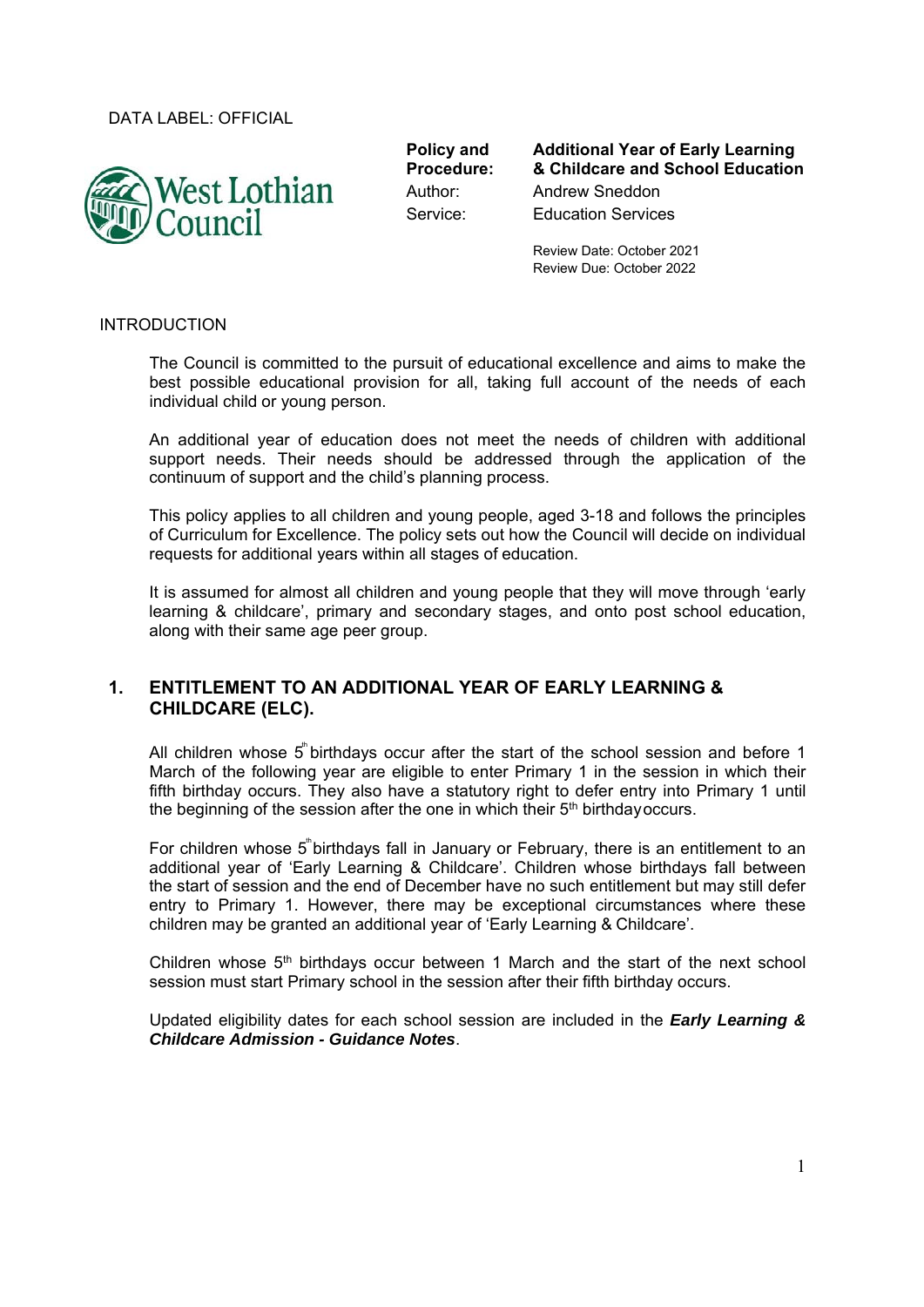DATA LABEL: OFFICIAL

West Lothian Council

| | |
|---|---|
| **Policy and Procedure:** | **Additional Year of Early Learning & Childcare and School Education** |
| Author: | Andrew Sneddon |
| Service: | Education Services |

Review Date: October 2021
Review Due: October 2022

## INTRODUCTION

The Council is committed to the pursuit of educational excellence and aims to make the best possible educational provision for all, taking full account of the needs of each individual child or young person.

An additional year of education does not meet the needs of children with additional support needs. Their needs should be addressed through the application of the continuum of support and the child's planning process.

This policy applies to all children and young people, aged 3-18 and follows the principles of Curriculum for Excellence. The policy sets out how the Council will decide on individual requests for additional years within all stages of education.

It is assumed for almost all children and young people that they will move through 'early learning & childcare', primary and secondary stages, and onto post school education, along with their same age peer group.

## 1. ENTITLEMENT TO AN ADDITIONAL YEAR OF EARLY LEARNING & CHILDCARE (ELC).

All children whose 5th birthdays occur after the start of the school session and before 1 March of the following year are eligible to enter Primary 1 in the session in which their fifth birthday occurs. They also have a statutory right to defer entry into Primary 1 until the beginning of the session after the one in which their 5th birthday occurs.

For children whose 5th birthdays fall in January or February, there is an entitlement to an additional year of 'Early Learning & Childcare'. Children whose birthdays fall between the start of session and the end of December have no such entitlement but may still defer entry to Primary 1. However, there may be exceptional circumstances where these children may be granted an additional year of 'Early Learning & Childcare'.

Children whose 5th birthdays occur between 1 March and the start of the next school session must start Primary school in the session after their fifth birthday occurs.

Updated eligibility dates for each school session are included in the ***Early Learning & Childcare Admission - Guidance Notes***.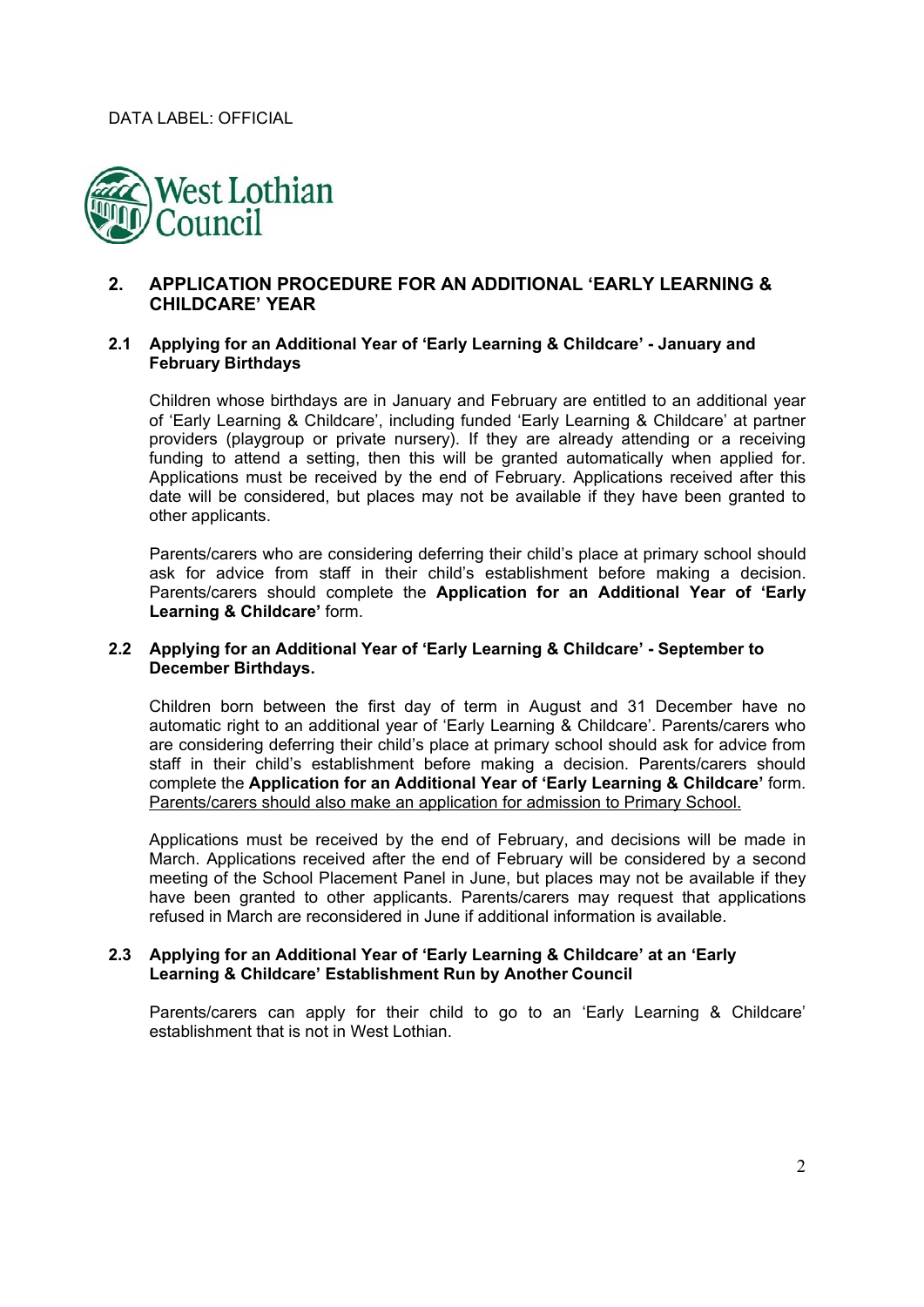DATA LABEL: OFFICIAL

West Lothian Council

## 2. APPLICATION PROCEDURE FOR AN ADDITIONAL 'EARLY LEARNING & CHILDCARE' YEAR

### 2.1 Applying for an Additional Year of 'Early Learning & Childcare' - January and February Birthdays

Children whose birthdays are in January and February are entitled to an additional year of 'Early Learning & Childcare', including funded 'Early Learning & Childcare' at partner providers (playgroup or private nursery). If they are already attending or a receiving funding to attend a setting, then this will be granted automatically when applied for. Applications must be received by the end of February. Applications received after this date will be considered, but places may not be available if they have been granted to other applicants.

Parents/carers who are considering deferring their child's place at primary school should ask for advice from staff in their child's establishment before making a decision. Parents/carers should complete the **Application for an Additional Year of 'Early Learning & Childcare'** form.

### 2.2 Applying for an Additional Year of 'Early Learning & Childcare' - September to December Birthdays.

Children born between the first day of term in August and 31 December have no automatic right to an additional year of 'Early Learning & Childcare'. Parents/carers who are considering deferring their child's place at primary school should ask for advice from staff in their child's establishment before making a decision. Parents/carers should complete the **Application for an Additional Year of 'Early Learning & Childcare'** form. <u>Parents/carers should also make an application for admission to Primary School.</u>

Applications must be received by the end of February, and decisions will be made in March. Applications received after the end of February will be considered by a second meeting of the School Placement Panel in June, but places may not be available if they have been granted to other applicants. Parents/carers may request that applications refused in March are reconsidered in June if additional information is available.

### 2.3 Applying for an Additional Year of 'Early Learning & Childcare' at an 'Early Learning & Childcare' Establishment Run by Another Council

Parents/carers can apply for their child to go to an 'Early Learning & Childcare' establishment that is not in West Lothian.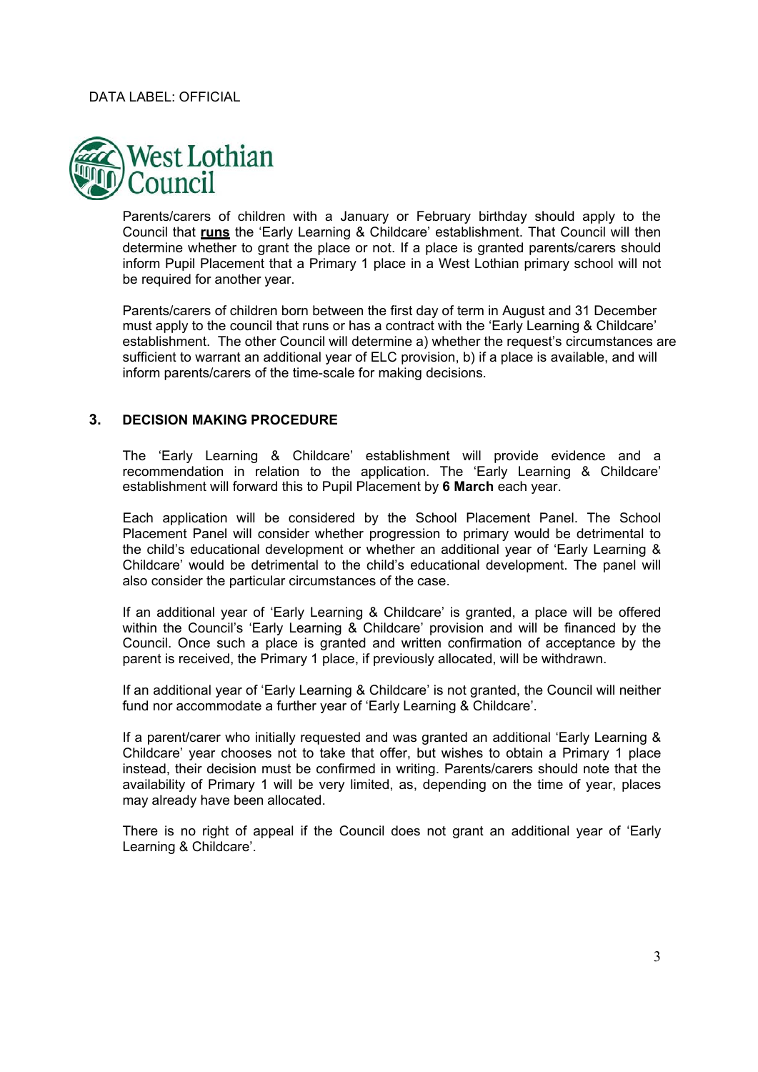DATA LABEL: OFFICIAL

Parents/carers of children with a January or February birthday should apply to the Council that **runs** the 'Early Learning & Childcare' establishment. That Council will then determine whether to grant the place or not. If a place is granted parents/carers should inform Pupil Placement that a Primary 1 place in a West Lothian primary school will not be required for another year.

Parents/carers of children born between the first day of term in August and 31 December must apply to the council that runs or has a contract with the 'Early Learning & Childcare' establishment. The other Council will determine a) whether the request's circumstances are sufficient to warrant an additional year of ELC provision, b) if a place is available, and will inform parents/carers of the time-scale for making decisions.

## 3. DECISION MAKING PROCEDURE

The 'Early Learning & Childcare' establishment will provide evidence and a recommendation in relation to the application. The 'Early Learning & Childcare' establishment will forward this to Pupil Placement by **6 March** each year.

Each application will be considered by the School Placement Panel. The School Placement Panel will consider whether progression to primary would be detrimental to the child's educational development or whether an additional year of 'Early Learning & Childcare' would be detrimental to the child's educational development. The panel will also consider the particular circumstances of the case.

If an additional year of 'Early Learning & Childcare' is granted, a place will be offered within the Council's 'Early Learning & Childcare' provision and will be financed by the Council. Once such a place is granted and written confirmation of acceptance by the parent is received, the Primary 1 place, if previously allocated, will be withdrawn.

If an additional year of 'Early Learning & Childcare' is not granted, the Council will neither fund nor accommodate a further year of 'Early Learning & Childcare'.

If a parent/carer who initially requested and was granted an additional 'Early Learning & Childcare' year chooses not to take that offer, but wishes to obtain a Primary 1 place instead, their decision must be confirmed in writing. Parents/carers should note that the availability of Primary 1 will be very limited, as, depending on the time of year, places may already have been allocated.

There is no right of appeal if the Council does not grant an additional year of 'Early Learning & Childcare'.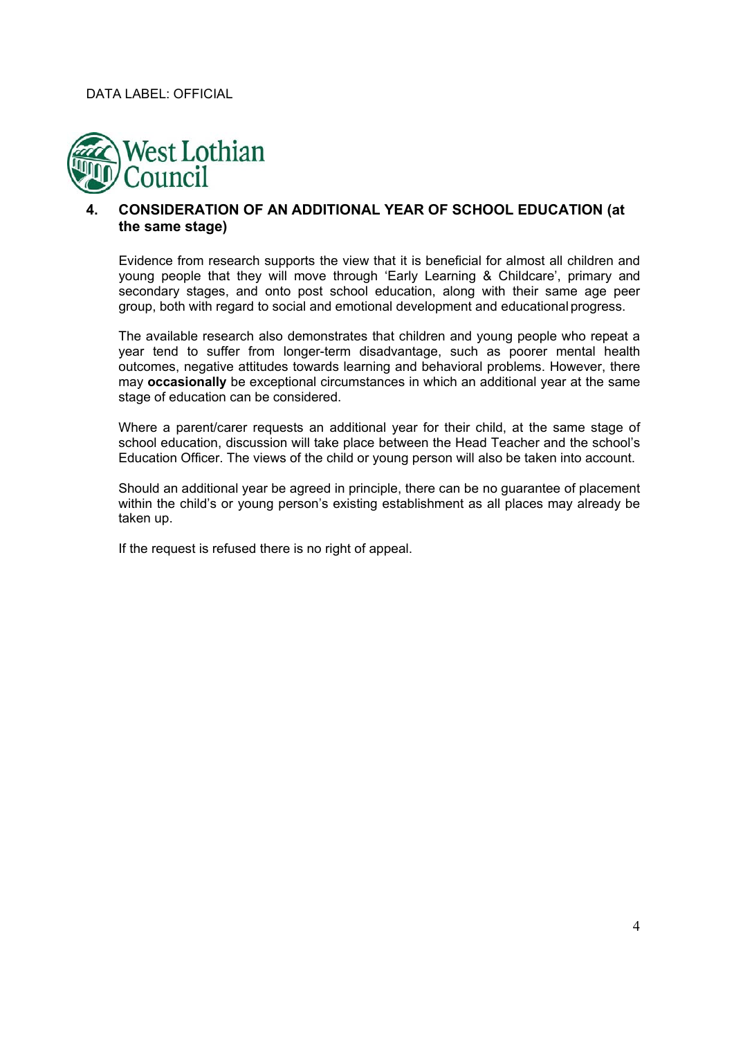DATA LABEL: OFFICIAL

West Lothian Council

## 4. CONSIDERATION OF AN ADDITIONAL YEAR OF SCHOOL EDUCATION (at the same stage)

Evidence from research supports the view that it is beneficial for almost all children and young people that they will move through 'Early Learning & Childcare', primary and secondary stages, and onto post school education, along with their same age peer group, both with regard to social and emotional development and educational progress.

The available research also demonstrates that children and young people who repeat a year tend to suffer from longer-term disadvantage, such as poorer mental health outcomes, negative attitudes towards learning and behavioral problems. However, there may **occasionally** be exceptional circumstances in which an additional year at the same stage of education can be considered.

Where a parent/carer requests an additional year for their child, at the same stage of school education, discussion will take place between the Head Teacher and the school's Education Officer. The views of the child or young person will also be taken into account.

Should an additional year be agreed in principle, there can be no guarantee of placement within the child's or young person's existing establishment as all places may already be taken up.

If the request is refused there is no right of appeal.